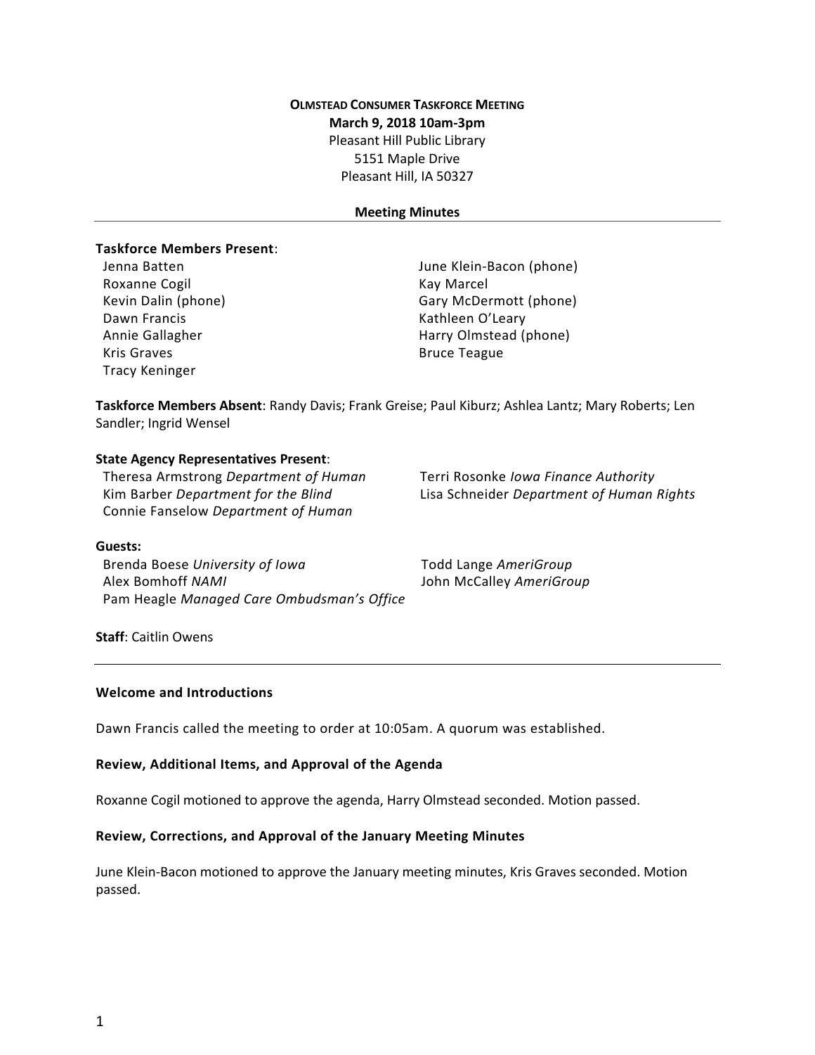**OLMSTEAD CONSUMER TASKFORCE MEETING**

**March 9, 2018 10am-3pm**

Pleasant Hill Public Library
5151 Maple Drive
Pleasant Hill, IA 50327

**Meeting Minutes**

---

**Taskforce Members Present**:

Jenna Batten
Roxanne Cogil
Kevin Dalin (phone)
Dawn Francis
Annie Gallagher
Kris Graves
Tracy Keninger
June Klein-Bacon (phone)
Kay Marcel
Gary McDermott (phone)
Kathleen O'Leary
Harry Olmstead (phone)
Bruce Teague

**Taskforce Members Absent**: Randy Davis; Frank Greise; Paul Kiburz; Ashlea Lantz; Mary Roberts; Len Sandler; Ingrid Wensel

**State Agency Representatives Present**:

Theresa Armstrong *Department of Human*
Kim Barber *Department for the Blind*
Connie Fanselow *Department of Human*
Terri Rosonke *Iowa Finance Authority*
Lisa Schneider *Department of Human Rights*

**Guests:**

Brenda Boese *University of Iowa*
Alex Bomhoff *NAMI*
Pam Heagle *Managed Care Ombudsman's Office*
Todd Lange *AmeriGroup*
John McCalley *AmeriGroup*

**Staff**: Caitlin Owens

---

**Welcome and Introductions**

Dawn Francis called the meeting to order at 10:05am. A quorum was established.

**Review, Additional Items, and Approval of the Agenda**

Roxanne Cogil motioned to approve the agenda, Harry Olmstead seconded. Motion passed.

**Review, Corrections, and Approval of the January Meeting Minutes**

June Klein-Bacon motioned to approve the January meeting minutes, Kris Graves seconded. Motion passed.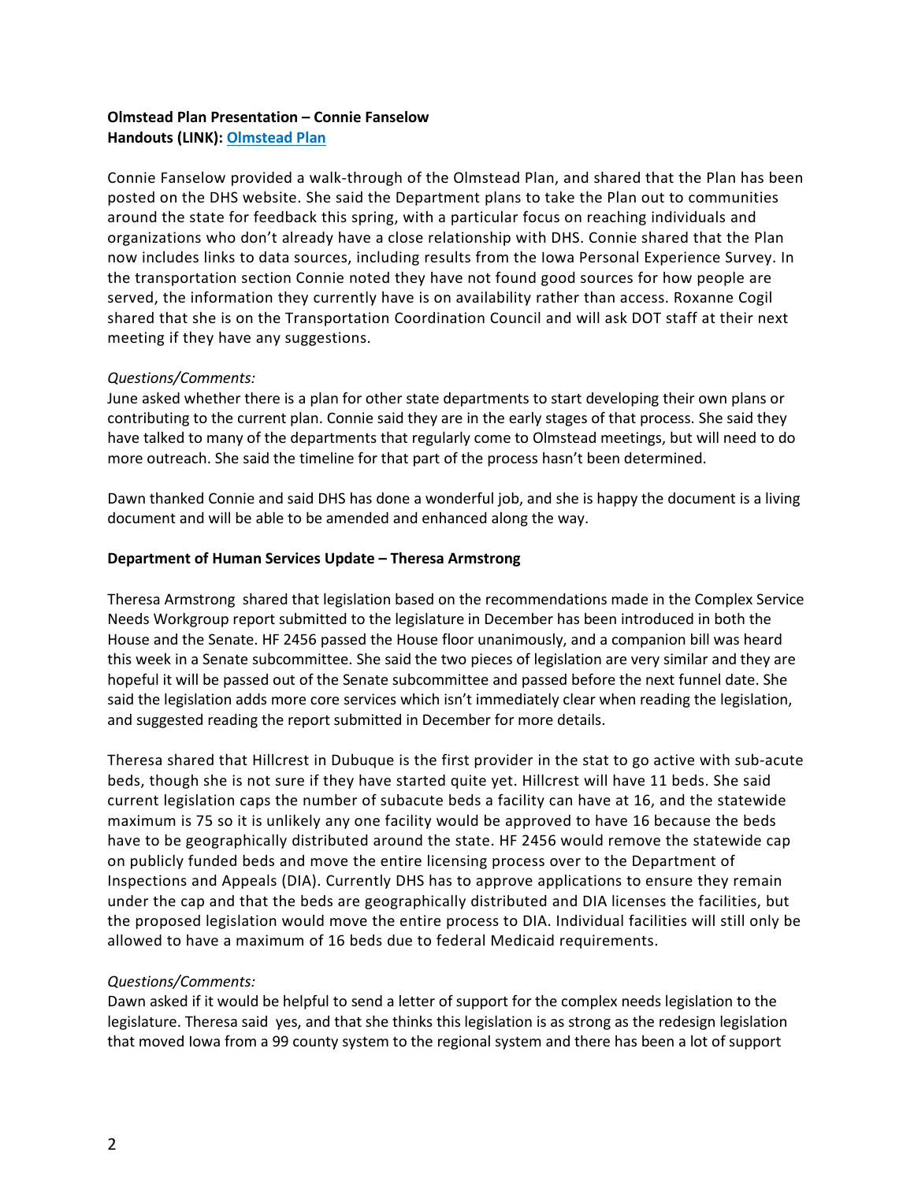**Olmstead Plan Presentation – Connie Fanselow**
**Handouts (LINK): [Olmstead Plan]**

Connie Fanselow provided a walk-through of the Olmstead Plan, and shared that the Plan has been posted on the DHS website. She said the Department plans to take the Plan out to communities around the state for feedback this spring, with a particular focus on reaching individuals and organizations who don't already have a close relationship with DHS. Connie shared that the Plan now includes links to data sources, including results from the Iowa Personal Experience Survey. In the transportation section Connie noted they have not found good sources for how people are served, the information they currently have is on availability rather than access. Roxanne Cogil shared that she is on the Transportation Coordination Council and will ask DOT staff at their next meeting if they have any suggestions.

*Questions/Comments:*
June asked whether there is a plan for other state departments to start developing their own plans or contributing to the current plan. Connie said they are in the early stages of that process. She said they have talked to many of the departments that regularly come to Olmstead meetings, but will need to do more outreach. She said the timeline for that part of the process hasn't been determined.

Dawn thanked Connie and said DHS has done a wonderful job, and she is happy the document is a living document and will be able to be amended and enhanced along the way.

**Department of Human Services Update – Theresa Armstrong**

Theresa Armstrong shared that legislation based on the recommendations made in the Complex Service Needs Workgroup report submitted to the legislature in December has been introduced in both the House and the Senate. HF 2456 passed the House floor unanimously, and a companion bill was heard this week in a Senate subcommittee. She said the two pieces of legislation are very similar and they are hopeful it will be passed out of the Senate subcommittee and passed before the next funnel date. She said the legislation adds more core services which isn't immediately clear when reading the legislation, and suggested reading the report submitted in December for more details.

Theresa shared that Hillcrest in Dubuque is the first provider in the stat to go active with sub-acute beds, though she is not sure if they have started quite yet. Hillcrest will have 11 beds. She said current legislation caps the number of subacute beds a facility can have at 16, and the statewide maximum is 75 so it is unlikely any one facility would be approved to have 16 because the beds have to be geographically distributed around the state. HF 2456 would remove the statewide cap on publicly funded beds and move the entire licensing process over to the Department of Inspections and Appeals (DIA). Currently DHS has to approve applications to ensure they remain under the cap and that the beds are geographically distributed and DIA licenses the facilities, but the proposed legislation would move the entire process to DIA. Individual facilities will still only be allowed to have a maximum of 16 beds due to federal Medicaid requirements.

*Questions/Comments:*
Dawn asked if it would be helpful to send a letter of support for the complex needs legislation to the legislature. Theresa said yes, and that she thinks this legislation is as strong as the redesign legislation that moved Iowa from a 99 county system to the regional system and there has been a lot of support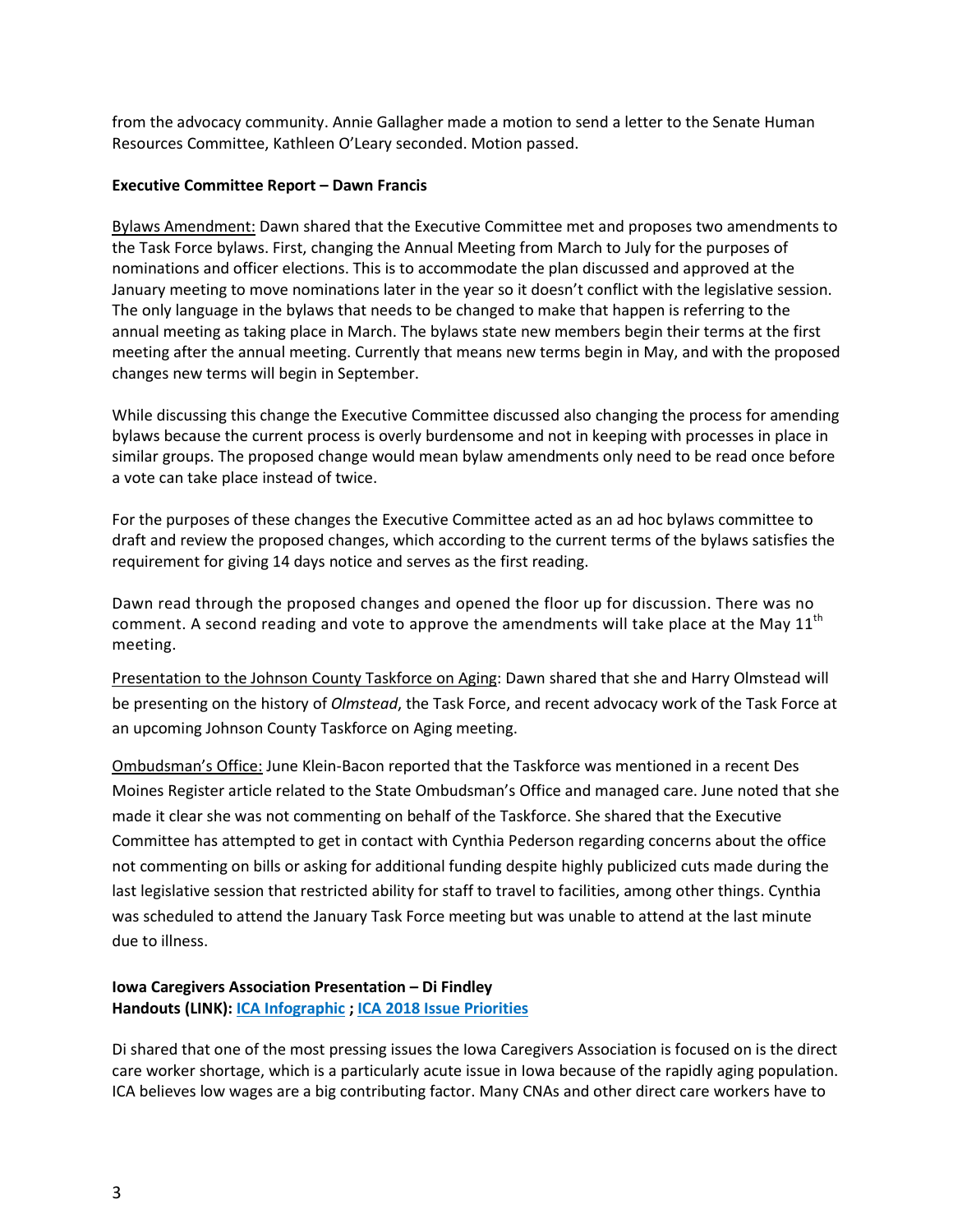from the advocacy community. Annie Gallagher made a motion to send a letter to the Senate Human Resources Committee, Kathleen O'Leary seconded. Motion passed.

**Executive Committee Report – Dawn Francis**

Bylaws Amendment: Dawn shared that the Executive Committee met and proposes two amendments to the Task Force bylaws. First, changing the Annual Meeting from March to July for the purposes of nominations and officer elections. This is to accommodate the plan discussed and approved at the January meeting to move nominations later in the year so it doesn't conflict with the legislative session. The only language in the bylaws that needs to be changed to make that happen is referring to the annual meeting as taking place in March. The bylaws state new members begin their terms at the first meeting after the annual meeting. Currently that means new terms begin in May, and with the proposed changes new terms will begin in September.

While discussing this change the Executive Committee discussed also changing the process for amending bylaws because the current process is overly burdensome and not in keeping with processes in place in similar groups. The proposed change would mean bylaw amendments only need to be read once before a vote can take place instead of twice.

For the purposes of these changes the Executive Committee acted as an ad hoc bylaws committee to draft and review the proposed changes, which according to the current terms of the bylaws satisfies the requirement for giving 14 days notice and serves as the first reading.

Dawn read through the proposed changes and opened the floor up for discussion. There was no comment. A second reading and vote to approve the amendments will take place at the May 11th meeting.

Presentation to the Johnson County Taskforce on Aging: Dawn shared that she and Harry Olmstead will be presenting on the history of *Olmstead*, the Task Force, and recent advocacy work of the Task Force at an upcoming Johnson County Taskforce on Aging meeting.

Ombudsman's Office: June Klein-Bacon reported that the Taskforce was mentioned in a recent Des Moines Register article related to the State Ombudsman's Office and managed care. June noted that she made it clear she was not commenting on behalf of the Taskforce. She shared that the Executive Committee has attempted to get in contact with Cynthia Pederson regarding concerns about the office not commenting on bills or asking for additional funding despite highly publicized cuts made during the last legislative session that restricted ability for staff to travel to facilities, among other things. Cynthia was scheduled to attend the January Task Force meeting but was unable to attend at the last minute due to illness.

**Iowa Caregivers Association Presentation – Di Findley**
**Handouts (LINK): ICA Infographic ; ICA 2018 Issue Priorities**

Di shared that one of the most pressing issues the Iowa Caregivers Association is focused on is the direct care worker shortage, which is a particularly acute issue in Iowa because of the rapidly aging population. ICA believes low wages are a big contributing factor. Many CNAs and other direct care workers have to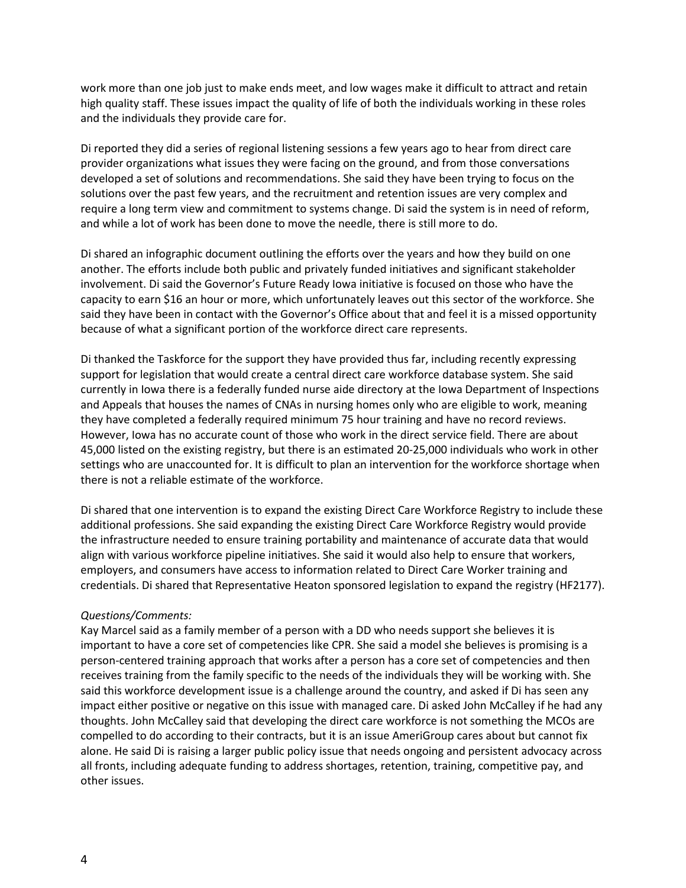work more than one job just to make ends meet, and low wages make it difficult to attract and retain high quality staff. These issues impact the quality of life of both the individuals working in these roles and the individuals they provide care for.

Di reported they did a series of regional listening sessions a few years ago to hear from direct care provider organizations what issues they were facing on the ground, and from those conversations developed a set of solutions and recommendations. She said they have been trying to focus on the solutions over the past few years, and the recruitment and retention issues are very complex and require a long term view and commitment to systems change. Di said the system is in need of reform, and while a lot of work has been done to move the needle, there is still more to do.

Di shared an infographic document outlining the efforts over the years and how they build on one another. The efforts include both public and privately funded initiatives and significant stakeholder involvement. Di said the Governor's Future Ready Iowa initiative is focused on those who have the capacity to earn $16 an hour or more, which unfortunately leaves out this sector of the workforce. She said they have been in contact with the Governor's Office about that and feel it is a missed opportunity because of what a significant portion of the workforce direct care represents.

Di thanked the Taskforce for the support they have provided thus far, including recently expressing support for legislation that would create a central direct care workforce database system. She said currently in Iowa there is a federally funded nurse aide directory at the Iowa Department of Inspections and Appeals that houses the names of CNAs in nursing homes only who are eligible to work, meaning they have completed a federally required minimum 75 hour training and have no record reviews. However, Iowa has no accurate count of those who work in the direct service field. There are about 45,000 listed on the existing registry, but there is an estimated 20-25,000 individuals who work in other settings who are unaccounted for. It is difficult to plan an intervention for the workforce shortage when there is not a reliable estimate of the workforce.

Di shared that one intervention is to expand the existing Direct Care Workforce Registry to include these additional professions. She said expanding the existing Direct Care Workforce Registry would provide the infrastructure needed to ensure training portability and maintenance of accurate data that would align with various workforce pipeline initiatives. She said it would also help to ensure that workers, employers, and consumers have access to information related to Direct Care Worker training and credentials. Di shared that Representative Heaton sponsored legislation to expand the registry (HF2177).

*Questions/Comments:*
Kay Marcel said as a family member of a person with a DD who needs support she believes it is important to have a core set of competencies like CPR. She said a model she believes is promising is a person-centered training approach that works after a person has a core set of competencies and then receives training from the family specific to the needs of the individuals they will be working with. She said this workforce development issue is a challenge around the country, and asked if Di has seen any impact either positive or negative on this issue with managed care. Di asked John McCalley if he had any thoughts. John McCalley said that developing the direct care workforce is not something the MCOs are compelled to do according to their contracts, but it is an issue AmeriGroup cares about but cannot fix alone. He said Di is raising a larger public policy issue that needs ongoing and persistent advocacy across all fronts, including adequate funding to address shortages, retention, training, competitive pay, and other issues.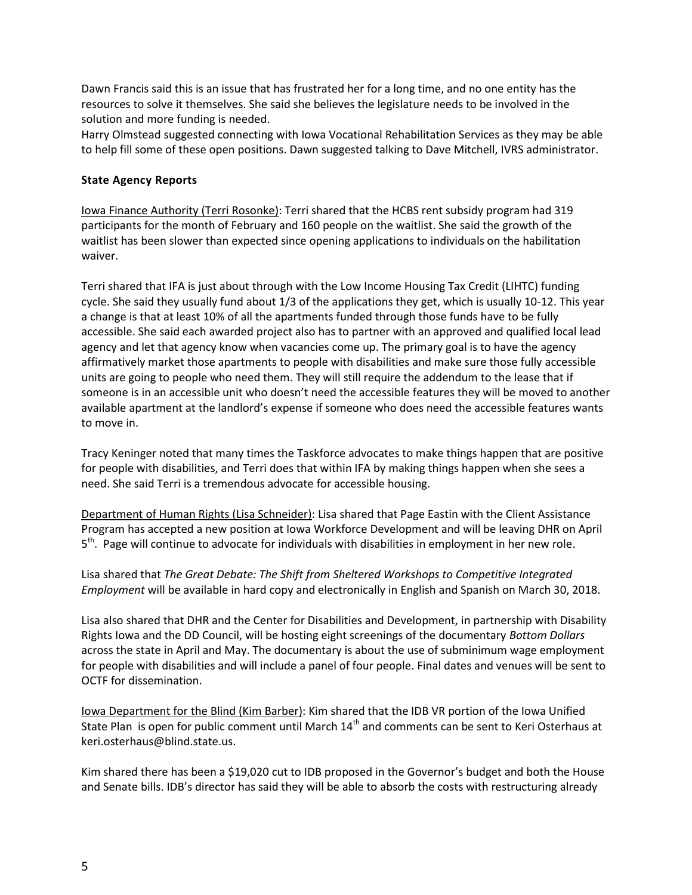Dawn Francis said this is an issue that has frustrated her for a long time, and no one entity has the resources to solve it themselves. She said she believes the legislature needs to be involved in the solution and more funding is needed.
Harry Olmstead suggested connecting with Iowa Vocational Rehabilitation Services as they may be able to help fill some of these open positions. Dawn suggested talking to Dave Mitchell, IVRS administrator.

**State Agency Reports**

Iowa Finance Authority (Terri Rosonke): Terri shared that the HCBS rent subsidy program had 319 participants for the month of February and 160 people on the waitlist. She said the growth of the waitlist has been slower than expected since opening applications to individuals on the habilitation waiver.

Terri shared that IFA is just about through with the Low Income Housing Tax Credit (LIHTC) funding cycle. She said they usually fund about 1/3 of the applications they get, which is usually 10-12. This year a change is that at least 10% of all the apartments funded through those funds have to be fully accessible. She said each awarded project also has to partner with an approved and qualified local lead agency and let that agency know when vacancies come up. The primary goal is to have the agency affirmatively market those apartments to people with disabilities and make sure those fully accessible units are going to people who need them. They will still require the addendum to the lease that if someone is in an accessible unit who doesn't need the accessible features they will be moved to another available apartment at the landlord's expense if someone who does need the accessible features wants to move in.

Tracy Keninger noted that many times the Taskforce advocates to make things happen that are positive for people with disabilities, and Terri does that within IFA by making things happen when she sees a need. She said Terri is a tremendous advocate for accessible housing.

Department of Human Rights (Lisa Schneider): Lisa shared that Page Eastin with the Client Assistance Program has accepted a new position at Iowa Workforce Development and will be leaving DHR on April 5th. Page will continue to advocate for individuals with disabilities in employment in her new role.

Lisa shared that *The Great Debate: The Shift from Sheltered Workshops to Competitive Integrated Employment* will be available in hard copy and electronically in English and Spanish on March 30, 2018.

Lisa also shared that DHR and the Center for Disabilities and Development, in partnership with Disability Rights Iowa and the DD Council, will be hosting eight screenings of the documentary *Bottom Dollars* across the state in April and May. The documentary is about the use of subminimum wage employment for people with disabilities and will include a panel of four people. Final dates and venues will be sent to OCTF for dissemination.

Iowa Department for the Blind (Kim Barber): Kim shared that the IDB VR portion of the Iowa Unified State Plan is open for public comment until March 14th and comments can be sent to Keri Osterhaus at keri.osterhaus@blind.state.us.

Kim shared there has been a $19,020 cut to IDB proposed in the Governor's budget and both the House and Senate bills. IDB's director has said they will be able to absorb the costs with restructuring already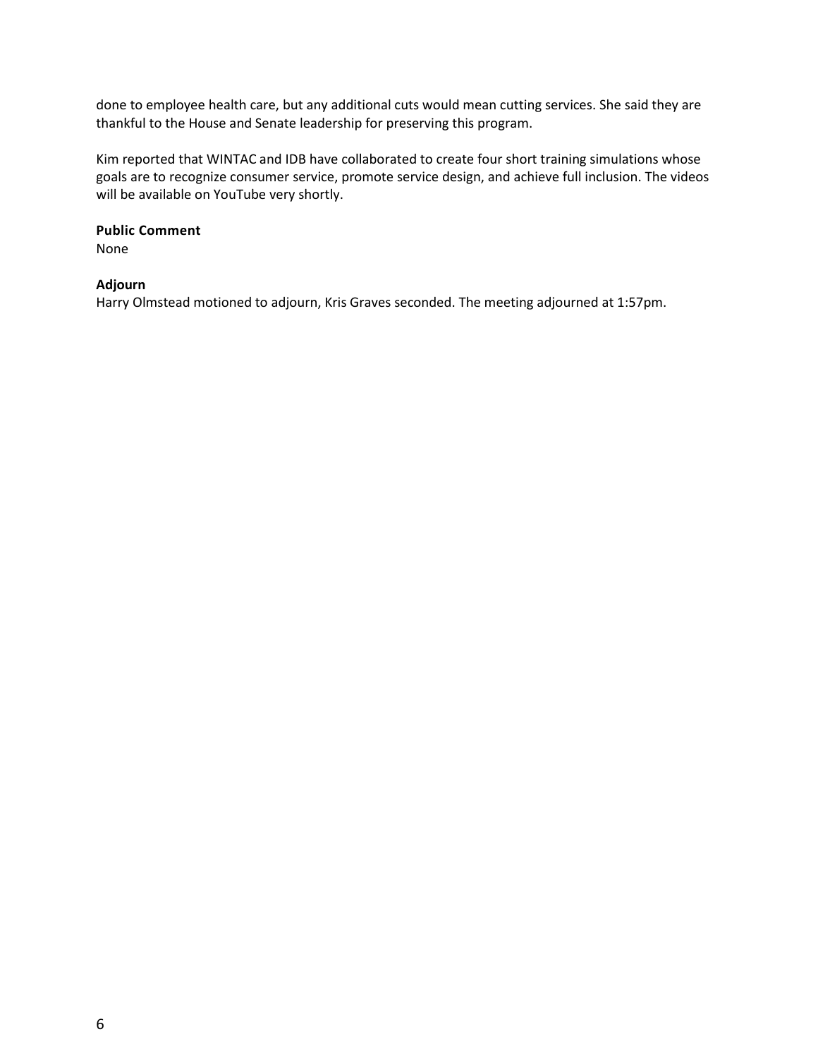done to employee health care, but any additional cuts would mean cutting services. She said they are thankful to the House and Senate leadership for preserving this program.

Kim reported that WINTAC and IDB have collaborated to create four short training simulations whose goals are to recognize consumer service, promote service design, and achieve full inclusion. The videos will be available on YouTube very shortly.

**Public Comment**
None

**Adjourn**
Harry Olmstead motioned to adjourn, Kris Graves seconded. The meeting adjourned at 1:57pm.